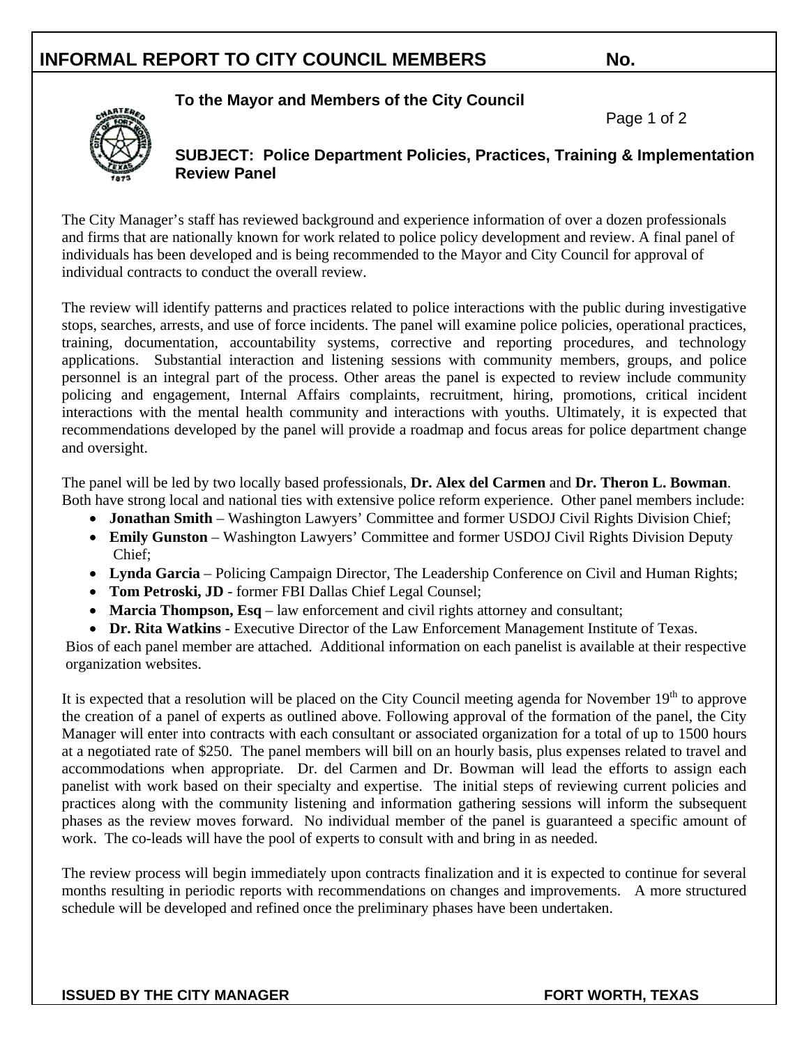# INFORMAL REPORT TO CITY COUNCIL MEMBERS No.

**To the Mayor and Members of the City Council**

## SUBJECT: Police Department Policies, Practices, Training & Implementation Review Panel

The City Manager's staff has reviewed background and experience information of over a dozen professionals and firms that are nationally known for work related to police policy development and review. A final panel of individuals has been developed and is being recommended to the Mayor and City Council for approval of individual contracts to conduct the overall review.

The review will identify patterns and practices related to police interactions with the public during investigative stops, searches, arrests, and use of force incidents. The panel will examine police policies, operational practices, training, documentation, accountability systems, corrective and reporting procedures, and technology applications. Substantial interaction and listening sessions with community members, groups, and police personnel is an integral part of the process. Other areas the panel is expected to review include community policing and engagement, Internal Affairs complaints, recruitment, hiring, promotions, critical incident interactions with the mental health community and interactions with youths. Ultimately, it is expected that recommendations developed by the panel will provide a roadmap and focus areas for police department change and oversight.

The panel will be led by two locally based professionals, **Dr. Alex del Carmen** and **Dr. Theron L. Bowman**. Both have strong local and national ties with extensive police reform experience. Other panel members include:

- **Jonathan Smith** – Washington Lawyers' Committee and former USDOJ Civil Rights Division Chief;
- **Emily Gunston** – Washington Lawyers' Committee and former USDOJ Civil Rights Division Deputy Chief;
- **Lynda Garcia** – Policing Campaign Director, The Leadership Conference on Civil and Human Rights;
- **Tom Petroski, JD** - former FBI Dallas Chief Legal Counsel;
- **Marcia Thompson, Esq** – law enforcement and civil rights attorney and consultant;
- **Dr. Rita Watkins** - Executive Director of the Law Enforcement Management Institute of Texas.

Bios of each panel member are attached. Additional information on each panelist is available at their respective organization websites.

It is expected that a resolution will be placed on the City Council meeting agenda for November 19th to approve the creation of a panel of experts as outlined above. Following approval of the formation of the panel, the City Manager will enter into contracts with each consultant or associated organization for a total of up to 1500 hours at a negotiated rate of $250. The panel members will bill on an hourly basis, plus expenses related to travel and accommodations when appropriate. Dr. del Carmen and Dr. Bowman will lead the efforts to assign each panelist with work based on their specialty and expertise. The initial steps of reviewing current policies and practices along with the community listening and information gathering sessions will inform the subsequent phases as the review moves forward. No individual member of the panel is guaranteed a specific amount of work. The co-leads will have the pool of experts to consult with and bring in as needed.

The review process will begin immediately upon contracts finalization and it is expected to continue for several months resulting in periodic reports with recommendations on changes and improvements. A more structured schedule will be developed and refined once the preliminary phases have been undertaken.

**ISSUED BY THE CITY MANAGER** **FORT WORTH, TEXAS**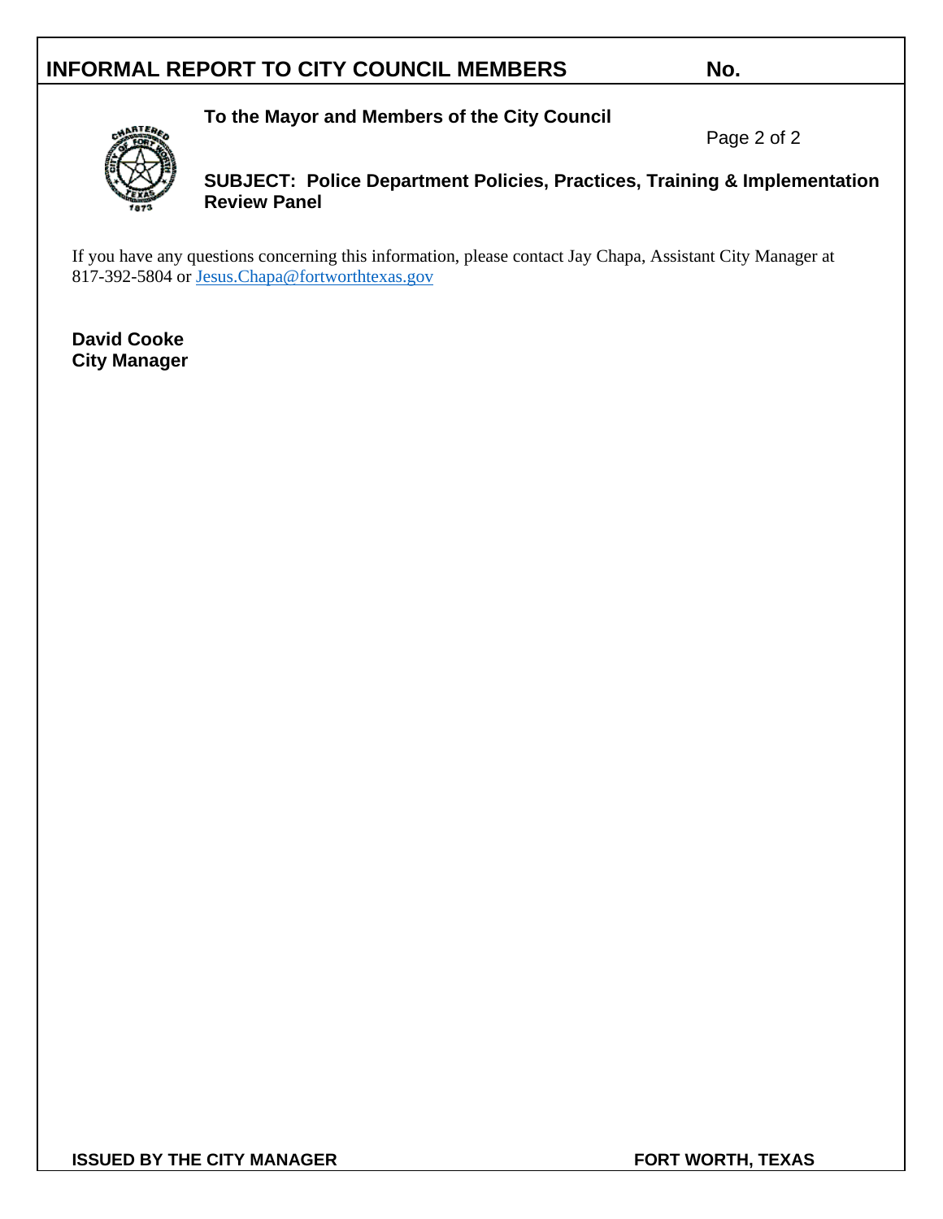If you have any questions concerning this information, please contact Jay Chapa, Assistant City Manager at 817-392-5804 or [Jesus.Chapa@fortworthtexas.gov](mailto:Jesus.Chapa@fortworthtexas.gov)

**David Cooke**
**City Manager**